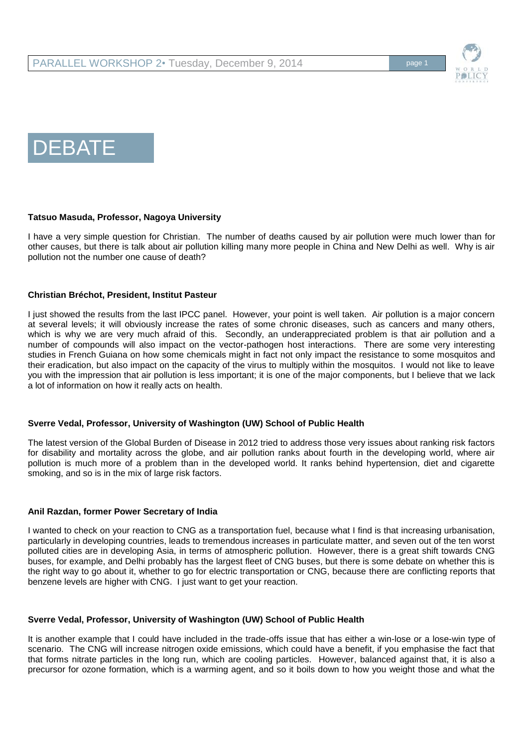# DEBATE

**Tatsuo Masuda, Professor, Nagoya University**

I have a very simple question for Christian. The number of deaths caused by air pollution were much lower than for other causes, but there is talk about air pollution killing many more people in China and New Delhi as well. Why is air pollution not the number one cause of death?

**Christian Bréchot, President, Institut Pasteur**

I just showed the results from the last IPCC panel. However, your point is well taken. Air pollution is a major concern at several levels; it will obviously increase the rates of some chronic diseases, such as cancers and many others, which is why we are very much afraid of this. Secondly, an underappreciated problem is that air pollution and a number of compounds will also impact on the vector-pathogen host interactions. There are some very interesting studies in French Guiana on how some chemicals might in fact not only impact the resistance to some mosquitos and their eradication, but also impact on the capacity of the virus to multiply within the mosquitos. I would not like to leave you with the impression that air pollution is less important; it is one of the major components, but I believe that we lack a lot of information on how it really acts on health.

**Sverre Vedal, Professor, University of Washington (UW) School of Public Health**

The latest version of the Global Burden of Disease in 2012 tried to address those very issues about ranking risk factors for disability and mortality across the globe, and air pollution ranks about fourth in the developing world, where air pollution is much more of a problem than in the developed world. It ranks behind hypertension, diet and cigarette smoking, and so is in the mix of large risk factors.

**Anil Razdan, former Power Secretary of India**

I wanted to check on your reaction to CNG as a transportation fuel, because what I find is that increasing urbanisation, particularly in developing countries, leads to tremendous increases in particulate matter, and seven out of the ten worst polluted cities are in developing Asia, in terms of atmospheric pollution. However, there is a great shift towards CNG buses, for example, and Delhi probably has the largest fleet of CNG buses, but there is some debate on whether this is the right way to go about it, whether to go for electric transportation or CNG, because there are conflicting reports that benzene levels are higher with CNG. I just want to get your reaction.

**Sverre Vedal, Professor, University of Washington (UW) School of Public Health**

It is another example that I could have included in the trade-offs issue that has either a win-lose or a lose-win type of scenario. The CNG will increase nitrogen oxide emissions, which could have a benefit, if you emphasise the fact that that forms nitrate particles in the long run, which are cooling particles. However, balanced against that, it is also a precursor for ozone formation, which is a warming agent, and so it boils down to how you weight those and what the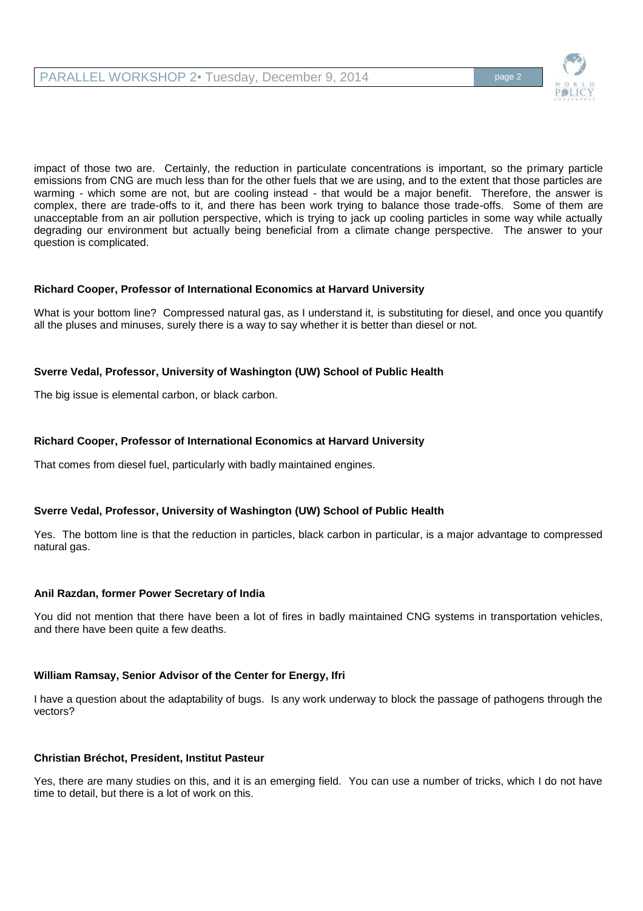impact of those two are. Certainly, the reduction in particulate concentrations is important, so the primary particle emissions from CNG are much less than for the other fuels that we are using, and to the extent that those particles are warming - which some are not, but are cooling instead - that would be a major benefit. Therefore, the answer is complex, there are trade-offs to it, and there has been work trying to balance those trade-offs. Some of them are unacceptable from an air pollution perspective, which is trying to jack up cooling particles in some way while actually degrading our environment but actually being beneficial from a climate change perspective. The answer to your question is complicated.

**Richard Cooper, Professor of International Economics at Harvard University**

What is your bottom line? Compressed natural gas, as I understand it, is substituting for diesel, and once you quantify all the pluses and minuses, surely there is a way to say whether it is better than diesel or not.

**Sverre Vedal, Professor, University of Washington (UW) School of Public Health**

The big issue is elemental carbon, or black carbon.

**Richard Cooper, Professor of International Economics at Harvard University**

That comes from diesel fuel, particularly with badly maintained engines.

**Sverre Vedal, Professor, University of Washington (UW) School of Public Health**

Yes. The bottom line is that the reduction in particles, black carbon in particular, is a major advantage to compressed natural gas.

**Anil Razdan, former Power Secretary of India**

You did not mention that there have been a lot of fires in badly maintained CNG systems in transportation vehicles, and there have been quite a few deaths.

**William Ramsay, Senior Advisor of the Center for Energy, Ifri**

I have a question about the adaptability of bugs. Is any work underway to block the passage of pathogens through the vectors?

**Christian Bréchot, President, Institut Pasteur**

Yes, there are many studies on this, and it is an emerging field. You can use a number of tricks, which I do not have time to detail, but there is a lot of work on this.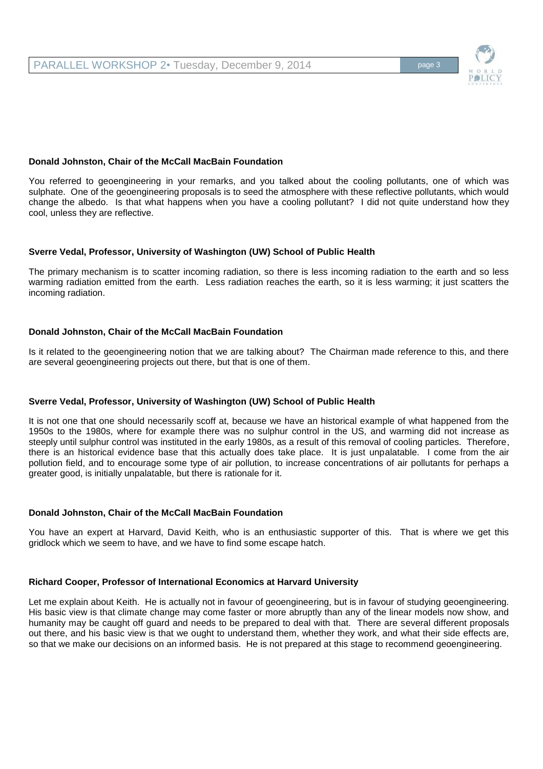**Donald Johnston, Chair of the McCall MacBain Foundation**

You referred to geoengineering in your remarks, and you talked about the cooling pollutants, one of which was sulphate. One of the geoengineering proposals is to seed the atmosphere with these reflective pollutants, which would change the albedo. Is that what happens when you have a cooling pollutant? I did not quite understand how they cool, unless they are reflective.

**Sverre Vedal, Professor, University of Washington (UW) School of Public Health**

The primary mechanism is to scatter incoming radiation, so there is less incoming radiation to the earth and so less warming radiation emitted from the earth. Less radiation reaches the earth, so it is less warming; it just scatters the incoming radiation.

**Donald Johnston, Chair of the McCall MacBain Foundation**

Is it related to the geoengineering notion that we are talking about? The Chairman made reference to this, and there are several geoengineering projects out there, but that is one of them.

**Sverre Vedal, Professor, University of Washington (UW) School of Public Health**

It is not one that one should necessarily scoff at, because we have an historical example of what happened from the 1950s to the 1980s, where for example there was no sulphur control in the US, and warming did not increase as steeply until sulphur control was instituted in the early 1980s, as a result of this removal of cooling particles. Therefore, there is an historical evidence base that this actually does take place. It is just unpalatable. I come from the air pollution field, and to encourage some type of air pollution, to increase concentrations of air pollutants for perhaps a greater good, is initially unpalatable, but there is rationale for it.

**Donald Johnston, Chair of the McCall MacBain Foundation**

You have an expert at Harvard, David Keith, who is an enthusiastic supporter of this. That is where we get this gridlock which we seem to have, and we have to find some escape hatch.

**Richard Cooper, Professor of International Economics at Harvard University**

Let me explain about Keith. He is actually not in favour of geoengineering, but is in favour of studying geoengineering. His basic view is that climate change may come faster or more abruptly than any of the linear models now show, and humanity may be caught off guard and needs to be prepared to deal with that. There are several different proposals out there, and his basic view is that we ought to understand them, whether they work, and what their side effects are, so that we make our decisions on an informed basis. He is not prepared at this stage to recommend geoengineering.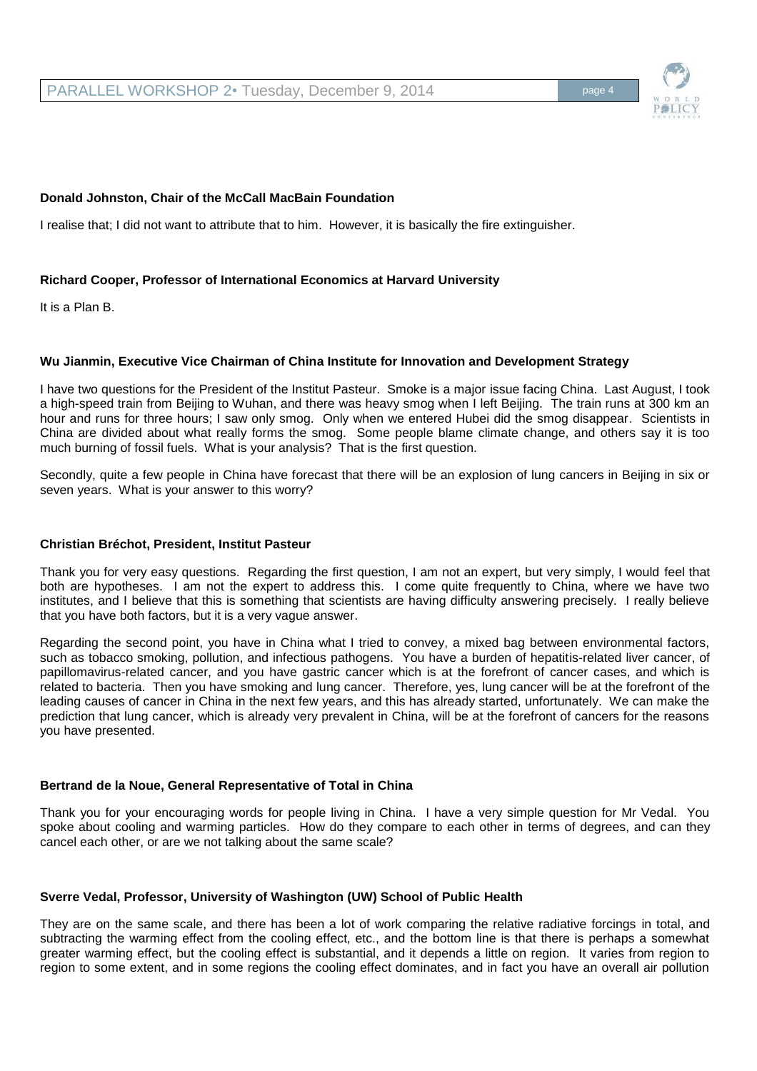**Donald Johnston, Chair of the McCall MacBain Foundation**

I realise that; I did not want to attribute that to him. However, it is basically the fire extinguisher.

**Richard Cooper, Professor of International Economics at Harvard University**

It is a Plan B.

**Wu Jianmin, Executive Vice Chairman of China Institute for Innovation and Development Strategy**

I have two questions for the President of the Institut Pasteur. Smoke is a major issue facing China. Last August, I took a high-speed train from Beijing to Wuhan, and there was heavy smog when I left Beijing. The train runs at 300 km an hour and runs for three hours; I saw only smog. Only when we entered Hubei did the smog disappear. Scientists in China are divided about what really forms the smog. Some people blame climate change, and others say it is too much burning of fossil fuels. What is your analysis? That is the first question.

Secondly, quite a few people in China have forecast that there will be an explosion of lung cancers in Beijing in six or seven years. What is your answer to this worry?

**Christian Bréchot, President, Institut Pasteur**

Thank you for very easy questions. Regarding the first question, I am not an expert, but very simply, I would feel that both are hypotheses. I am not the expert to address this. I come quite frequently to China, where we have two institutes, and I believe that this is something that scientists are having difficulty answering precisely. I really believe that you have both factors, but it is a very vague answer.

Regarding the second point, you have in China what I tried to convey, a mixed bag between environmental factors, such as tobacco smoking, pollution, and infectious pathogens. You have a burden of hepatitis-related liver cancer, of papillomavirus-related cancer, and you have gastric cancer which is at the forefront of cancer cases, and which is related to bacteria. Then you have smoking and lung cancer. Therefore, yes, lung cancer will be at the forefront of the leading causes of cancer in China in the next few years, and this has already started, unfortunately. We can make the prediction that lung cancer, which is already very prevalent in China, will be at the forefront of cancers for the reasons you have presented.

**Bertrand de la Noue, General Representative of Total in China**

Thank you for your encouraging words for people living in China. I have a very simple question for Mr Vedal. You spoke about cooling and warming particles. How do they compare to each other in terms of degrees, and can they cancel each other, or are we not talking about the same scale?

**Sverre Vedal, Professor, University of Washington (UW) School of Public Health**

They are on the same scale, and there has been a lot of work comparing the relative radiative forcings in total, and subtracting the warming effect from the cooling effect, etc., and the bottom line is that there is perhaps a somewhat greater warming effect, but the cooling effect is substantial, and it depends a little on region. It varies from region to region to some extent, and in some regions the cooling effect dominates, and in fact you have an overall air pollution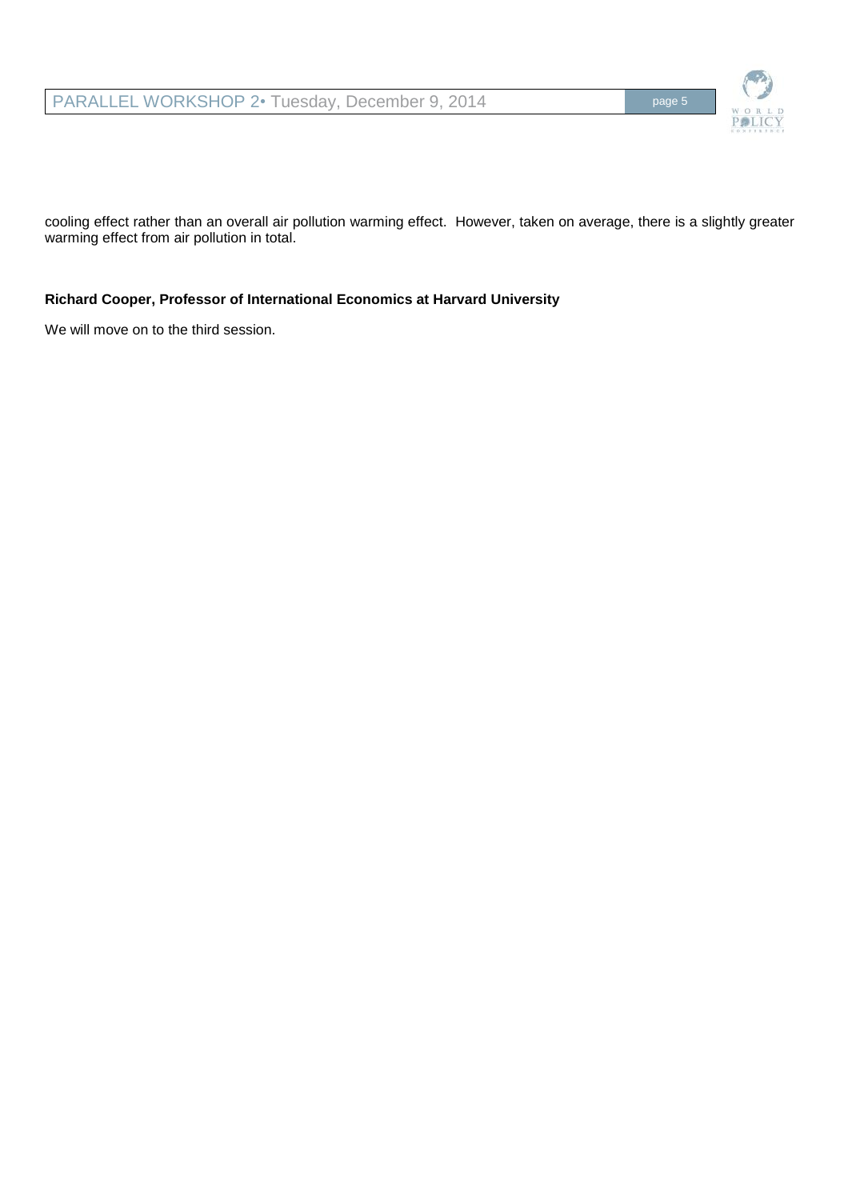cooling effect rather than an overall air pollution warming effect. However, taken on average, there is a slightly greater warming effect from air pollution in total.

**Richard Cooper, Professor of International Economics at Harvard University**

We will move on to the third session.